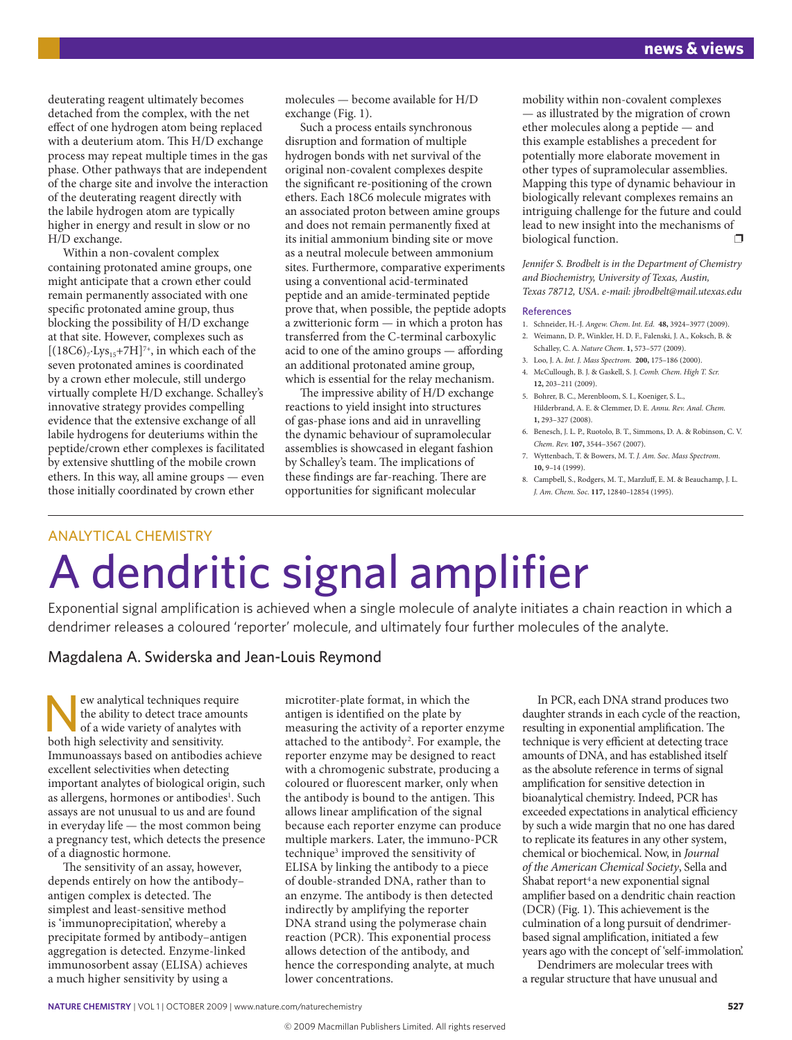deuterating reagent ultimately becomes detached from the complex, with the net effect of one hydrogen atom being replaced with a deuterium atom. This H/D exchange process may repeat multiple times in the gas phase. Other pathways that are independent of the charge site and involve the interaction of the deuterating reagent directly with the labile hydrogen atom are typically higher in energy and result in slow or no H/D exchange.

Within a non-covalent complex containing protonated amine groups, one might anticipate that a crown ether could remain permanently associated with one specific protonated amine group, thus blocking the possibility of H/D exchange at that site. However, complexes such as $[(18C6)_7{\cdot}Lys_{15}{+}7H]^{7+}$, in which each of the seven protonated amines is coordinated by a crown ether molecule, still undergo virtually complete H/D exchange. Schalley's innovative strategy provides compelling evidence that the extensive exchange of all labile hydrogens for deuteriums within the peptide/crown ether complexes is facilitated by extensive shuttling of the mobile crown ethers. In this way, all amine groups — even those initially coordinated by crown ether molecules — become available for H/D exchange (Fig. 1).

Such a process entails synchronous disruption and formation of multiple hydrogen bonds with net survival of the original non-covalent complexes despite the significant re-positioning of the crown ethers. Each 18C6 molecule migrates with an associated proton between amine groups and does not remain permanently fixed at its initial ammonium binding site or move as a neutral molecule between ammonium sites. Furthermore, comparative experiments using a conventional acid-terminated peptide and an amide-terminated peptide prove that, when possible, the peptide adopts a zwitterionic form — in which a proton has transferred from the C-terminal carboxylic acid to one of the amino groups — affording an additional protonated amine group, which is essential for the relay mechanism.

The impressive ability of H/D exchange reactions to yield insight into structures of gas-phase ions and aid in unravelling the dynamic behaviour of supramolecular assemblies is showcased in elegant fashion by Schalley's team. The implications of these findings are far-reaching. There are opportunities for significant molecular mobility within non-covalent complexes — as illustrated by the migration of crown ether molecules along a peptide — and this example establishes a precedent for potentially more elaborate movement in other types of supramolecular assemblies. Mapping this type of dynamic behaviour in biologically relevant complexes remains an intriguing challenge for the future and could lead to new insight into the mechanisms of biological function. ❐

*Jennifer S. Brodbelt is in the Department of Chemistry and Biochemistry, University of Texas, Austin, Texas 78712, USA. e-mail: jbrodbelt@mail.utexas.edu*

### References

1. Schneider, H.-J. *Angew. Chem. Int. Ed.* **48,** 3924–3977 (2009).
2. Weimann, D. P., Winkler, H. D. F., Falenski, J. A., Koksch, B. & Schalley, C. A. *Nature Chem.* **1,** 573–577 (2009).
3. Loo, J. A. *Int. J. Mass Spectrom.* **200,** 175–186 (2000).
4. McCullough, B. J. & Gaskell, S. J. *Comb. Chem. High T. Scr.* **12,** 203–211 (2009).
5. Bohrer, B. C., Merenbloom, S. I., Koeniger, S. L., Hilderbrand, A. E. & Clemmer, D. E. *Annu. Rev. Anal. Chem.* **1,** 293–327 (2008).
6. Benesch, J. L. P., Ruotolo, B. T., Simmons, D. A. & Robinson, C. V. *Chem. Rev.* **107,** 3544–3567 (2007).
7. Wyttenbach, T. & Bowers, M. T. *J. Am. Soc. Mass Spectrom.* **10,** 9–14 (1999).
8. Campbell, S., Rodgers, M. T., Marzluff, E. M. & Beauchamp, J. L. *J. Am. Chem. Soc.* **117,** 12840–12854 (1995).

---

ANALYTICAL CHEMISTRY

# A dendritic signal amplifier

Exponential signal amplification is achieved when a single molecule of analyte initiates a chain reaction in which a dendrimer releases a coloured 'reporter' molecule, and ultimately four further molecules of the analyte.

## Magdalena A. Swiderska and Jean-Louis Reymond

New analytical techniques require the ability to detect trace amounts of a wide variety of analytes with both high selectivity and sensitivity. Immunoassays based on antibodies achieve excellent selectivities when detecting important analytes of biological origin, such as allergens, hormones or antibodies[1]. Such assays are not unusual to us and are found in everyday life — the most common being a pregnancy test, which detects the presence of a diagnostic hormone.

The sensitivity of an assay, however, depends entirely on how the antibody–antigen complex is detected. The simplest and least-sensitive method is 'immunoprecipitation', whereby a precipitate formed by antibody–antigen aggregation is detected. Enzyme-linked immunosorbent assay (ELISA) achieves a much higher sensitivity by using a microtiter-plate format, in which the antigen is identified on the plate by measuring the activity of a reporter enzyme attached to the antibody[2]. For example, the reporter enzyme may be designed to react with a chromogenic substrate, producing a coloured or fluorescent marker, only when the antibody is bound to the antigen. This allows linear amplification of the signal because each reporter enzyme can produce multiple markers. Later, the immuno-PCR technique[3] improved the sensitivity of ELISA by linking the antibody to a piece of double-stranded DNA, rather than to an enzyme. The antibody is then detected indirectly by amplifying the reporter DNA strand using the polymerase chain reaction (PCR). This exponential process allows detection of the antibody, and hence the corresponding analyte, at much lower concentrations.

In PCR, each DNA strand produces two daughter strands in each cycle of the reaction, resulting in exponential amplification. The technique is very efficient at detecting trace amounts of DNA, and has established itself as the absolute reference in terms of signal amplification for sensitive detection in bioanalytical chemistry. Indeed, PCR has exceeded expectations in analytical efficiency by such a wide margin that no one has dared to replicate its features in any other system, chemical or biochemical. Now, in *Journal of the American Chemical Society*, Sella and Shabat report[4] a new exponential signal amplifier based on a dendritic chain reaction (DCR) (Fig. 1). This achievement is the culmination of a long pursuit of dendrimer-based signal amplification, initiated a few years ago with the concept of 'self-immolation'.

Dendrimers are molecular trees with a regular structure that have unusual and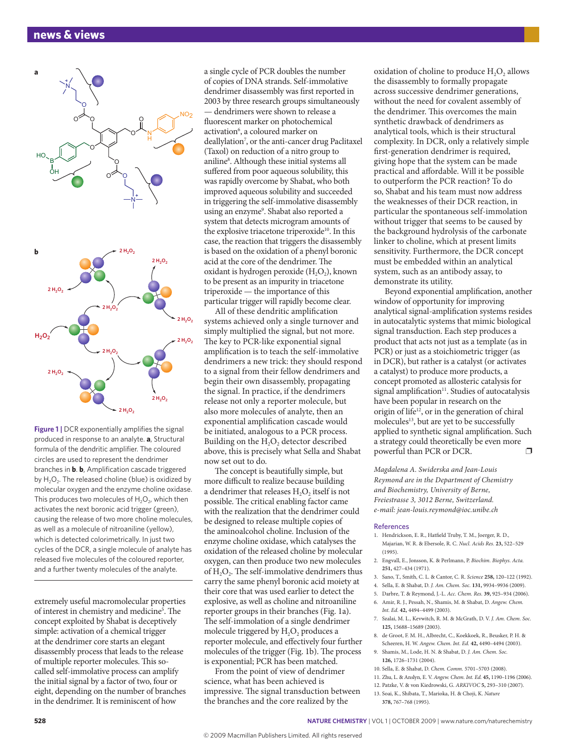Figure 1 | DCR exponentially amplifies the signal produced in response to an analyte. **a**, Structural formula of the dendritic amplifier. The coloured circles are used to represent the dendrimer branches in **b**. **b**, Amplification cascade triggered by $H_2O_2$. The released choline (blue) is oxidized by molecular oxygen and the enzyme choline oxidase. This produces two molecules of $H_2O_2$, which then activates the next boronic acid trigger (green), causing the release of two more choline molecules, as well as a molecule of nitroaniline (yellow), which is detected colorimetrically. In just two cycles of the DCR, a single molecule of analyte has released five molecules of the coloured reporter, and a further twenty molecules of the analyte.

extremely useful macromolecular properties of interest in chemistry and medicine[5]. The concept exploited by Shabat is deceptively simple: activation of a chemical trigger at the dendrimer core starts an elegant disassembly process that leads to the release of multiple reporter molecules. This so-called self-immolative process can amplify the initial signal by a factor of two, four or eight, depending on the number of branches in the dendrimer. It is reminiscent of how a single cycle of PCR doubles the number of copies of DNA strands. Self-immolative dendrimer disassembly was first reported in 2003 by three research groups simultaneously — dendrimers were shown to release a fluorescent marker on photochemical activation[6], a coloured marker on deallylation[7], or the anti-cancer drug Paclitaxel (Taxol) on reduction of a nitro group to aniline[8]. Although these initial systems all suffered from poor aqueous solubility, this was rapidly overcome by Shabat, who both improved aqueous solubility and succeeded in triggering the self-immolative disassembly using an enzyme[9]. Shabat also reported a system that detects microgram amounts of the explosive triacetone triperoxide[10]. In this case, the reaction that triggers the disassembly is based on the oxidation of a phenyl boronic acid at the core of the dendrimer. The oxidant is hydrogen peroxide ($H_2O_2$), known to be present as an impurity in triacetone triperoxide — the importance of this particular trigger will rapidly become clear.

All of these dendritic amplification systems achieved only a single turnover and simply multiplied the signal, but not more. The key to PCR-like exponential signal amplification is to teach the self-immolative dendrimers a new trick: they should respond to a signal from their fellow dendrimers and begin their own disassembly, propagating the signal. In practice, if the dendrimers release not only a reporter molecule, but also more molecules of analyte, then an exponential amplification cascade would be initiated, analogous to a PCR process. Building on the $H_2O_2$ detector described above, this is precisely what Sella and Shabat now set out to do.

The concept is beautifully simple, but more difficult to realize because building a dendrimer that releases $H_2O_2$ itself is not possible. The critical enabling factor came with the realization that the dendrimer could be designed to release multiple copies of the aminoalcohol choline. Inclusion of the enzyme choline oxidase, which catalyses the oxidation of the released choline by molecular oxygen, can then produce two new molecules of $H_2O_2$. The self-immolative dendrimers thus carry the same phenyl boronic acid moiety at their core that was used earlier to detect the explosive, as well as choline and nitroaniline reporter groups in their branches (Fig. 1a). The self-immolation of a single dendrimer molecule triggered by $H_2O_2$ produces a reporter molecule, and effectively four further molecules of the trigger (Fig. 1b). The process is exponential; PCR has been matched.

From the point of view of dendrimer science, what has been achieved is impressive. The signal transduction between the branches and the core realized by the oxidation of choline to produce $H_2O_2$ allows the disassembly to formally propagate across successive dendrimer generations, without the need for covalent assembly of the dendrimer. This overcomes the main synthetic drawback of dendrimers as analytical tools, which is their structural complexity. In DCR, only a relatively simple first-generation dendrimer is required, giving hope that the system can be made practical and affordable. Will it be possible to outperform the PCR reaction? To do so, Shabat and his team must now address the weaknesses of their DCR reaction, in particular the spontaneous self-immolation without trigger that seems to be caused by the background hydrolysis of the carbonate linker to choline, which at present limits sensitivity. Furthermore, the DCR concept must be embedded within an analytical system, such as an antibody assay, to demonstrate its utility.

Beyond exponential amplification, another window of opportunity for improving analytical signal-amplification systems resides in autocatalytic systems that mimic biological signal transduction. Each step produces a product that acts not just as a template (as in PCR) or just as a stoichiometric trigger (as in DCR), but rather is a catalyst (or activates a catalyst) to produce more products, a concept promoted as allosteric catalysis for signal amplification[11]. Studies of autocatalysis have been popular in research on the origin of life[12], or in the generation of chiral molecules[13], but are yet to be successfully applied to synthetic signal amplification. Such a strategy could theoretically be even more powerful than PCR or DCR. ❐

*Magdalena A. Swiderska and Jean-Louis Reymond are in the Department of Chemistry and Biochemistry, University of Berne, Freiestrasse 3, 3012 Berne, Switzerland.*
*e-mail: jean-louis.reymond@ioc.unibe.ch*

## References

1. Hendrickson, E. R., Hatfield Truby, T. M., Joerger, R. D., Majarian, W. R. & Ebersole, R. C. *Nucl. Acids Res.* **23,** 522–529 (1995).
2. Engvall, E., Jonsson, K. & Perlmann, P. *Biochim. Biophys. Acta.* **251,** 427–434 (1971).
3. Sano, T., Smith, C. L. & Cantor, C. R. *Science* **258,** 120–122 (1992).
4. Sella, E. & Shabat, D. *J. Am. Chem. Soc.* **131,** 9934–9936 (2009).
5. Darbre, T. & Reymond, J.-L. *Acc. Chem. Res.* **39,** 925–934 (2006).
6. Amir, R. J., Pessah, N., Shamis, M. & Shabat, D. *Angew. Chem. Int. Ed.* **42,** 4494–4499 (2003).
7. Szalai, M. L., Kevwitch, R. M. & McGrath, D. V. *J. Am. Chem. Soc.* **125,** 15688–15689 (2003).
8. de Groot, F. M. H., Albrecht, C., Koekkoek, R., Beusker, P. H. & Scheeren, H. W. *Angew. Chem. Int. Ed.* **42,** 4490–4494 (2003).
9. Shamis, M., Lode, H. N. & Shabat, D. *J. Am. Chem. Soc.* **126,** 1726–1731 (2004).
10. Sella, E. & Shabat, D. *Chem. Comm.* 5701–5703 (2008).
11. Zhu, L. & Anslyn, E. V. *Angew. Chem. Int. Ed.* **45,** 1190–1196 (2006).
12. Patzke, V. & von Kiedrowski, G. *ARKIVOC* **5,** 293–310 (2007).
13. Soai, K., Shibata, T., Marioka, H. & Choji, K. *Nature* **378,** 767–768 (1995).